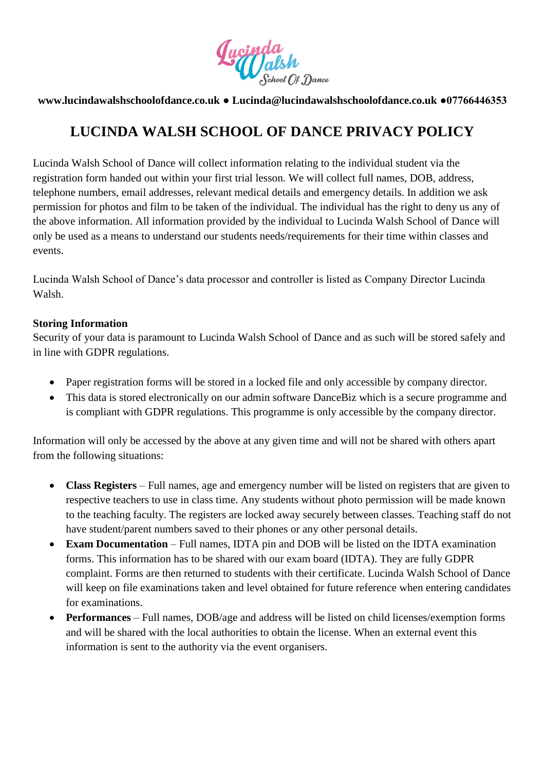**www.lucindawalshschoolofdance.co.uk ● Lucinda@lucindawalshschoolofdance.co.uk ●07766446353**

# LUCINDA WALSH SCHOOL OF DANCE PRIVACY POLICY

Lucinda Walsh School of Dance will collect information relating to the individual student via the registration form handed out within your first trial lesson. We will collect full names, DOB, address, telephone numbers, email addresses, relevant medical details and emergency details. In addition we ask permission for photos and film to be taken of the individual. The individual has the right to deny us any of the above information. All information provided by the individual to Lucinda Walsh School of Dance will only be used as a means to understand our students needs/requirements for their time within classes and events.

Lucinda Walsh School of Dance's data processor and controller is listed as Company Director Lucinda Walsh.

**Storing Information**

Security of your data is paramount to Lucinda Walsh School of Dance and as such will be stored safely and in line with GDPR regulations.

- Paper registration forms will be stored in a locked file and only accessible by company director.
- This data is stored electronically on our admin software DanceBiz which is a secure programme and is compliant with GDPR regulations. This programme is only accessible by the company director.

Information will only be accessed by the above at any given time and will not be shared with others apart from the following situations:

- **Class Registers** – Full names, age and emergency number will be listed on registers that are given to respective teachers to use in class time. Any students without photo permission will be made known to the teaching faculty. The registers are locked away securely between classes. Teaching staff do not have student/parent numbers saved to their phones or any other personal details.
- **Exam Documentation** – Full names, IDTA pin and DOB will be listed on the IDTA examination forms. This information has to be shared with our exam board (IDTA). They are fully GDPR complaint. Forms are then returned to students with their certificate. Lucinda Walsh School of Dance will keep on file examinations taken and level obtained for future reference when entering candidates for examinations.
- **Performances** – Full names, DOB/age and address will be listed on child licenses/exemption forms and will be shared with the local authorities to obtain the license. When an external event this information is sent to the authority via the event organisers.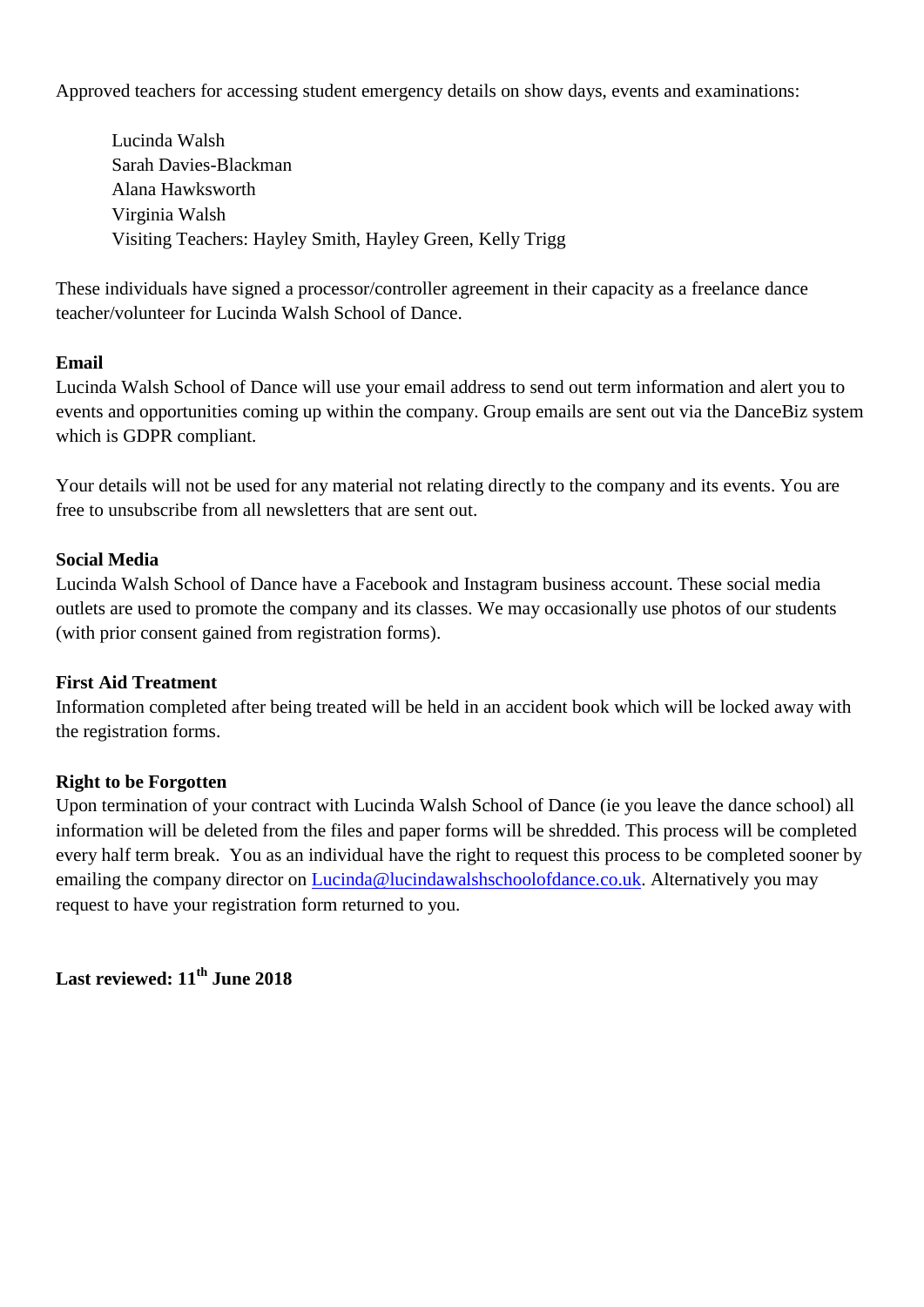Approved teachers for accessing student emergency details on show days, events and examinations:

Lucinda Walsh
Sarah Davies-Blackman
Alana Hawksworth
Virginia Walsh
Visiting Teachers: Hayley Smith, Hayley Green, Kelly Trigg

These individuals have signed a processor/controller agreement in their capacity as a freelance dance teacher/volunteer for Lucinda Walsh School of Dance.

**Email**
Lucinda Walsh School of Dance will use your email address to send out term information and alert you to events and opportunities coming up within the company. Group emails are sent out via the DanceBiz system which is GDPR compliant.

Your details will not be used for any material not relating directly to the company and its events. You are free to unsubscribe from all newsletters that are sent out.

**Social Media**
Lucinda Walsh School of Dance have a Facebook and Instagram business account. These social media outlets are used to promote the company and its classes. We may occasionally use photos of our students (with prior consent gained from registration forms).

**First Aid Treatment**
Information completed after being treated will be held in an accident book which will be locked away with the registration forms.

**Right to be Forgotten**
Upon termination of your contract with Lucinda Walsh School of Dance (ie you leave the dance school) all information will be deleted from the files and paper forms will be shredded. This process will be completed every half term break. You as an individual have the right to request this process to be completed sooner by emailing the company director on Lucinda@lucindawalshschoolofdance.co.uk. Alternatively you may request to have your registration form returned to you.

**Last reviewed: 11th June 2018**